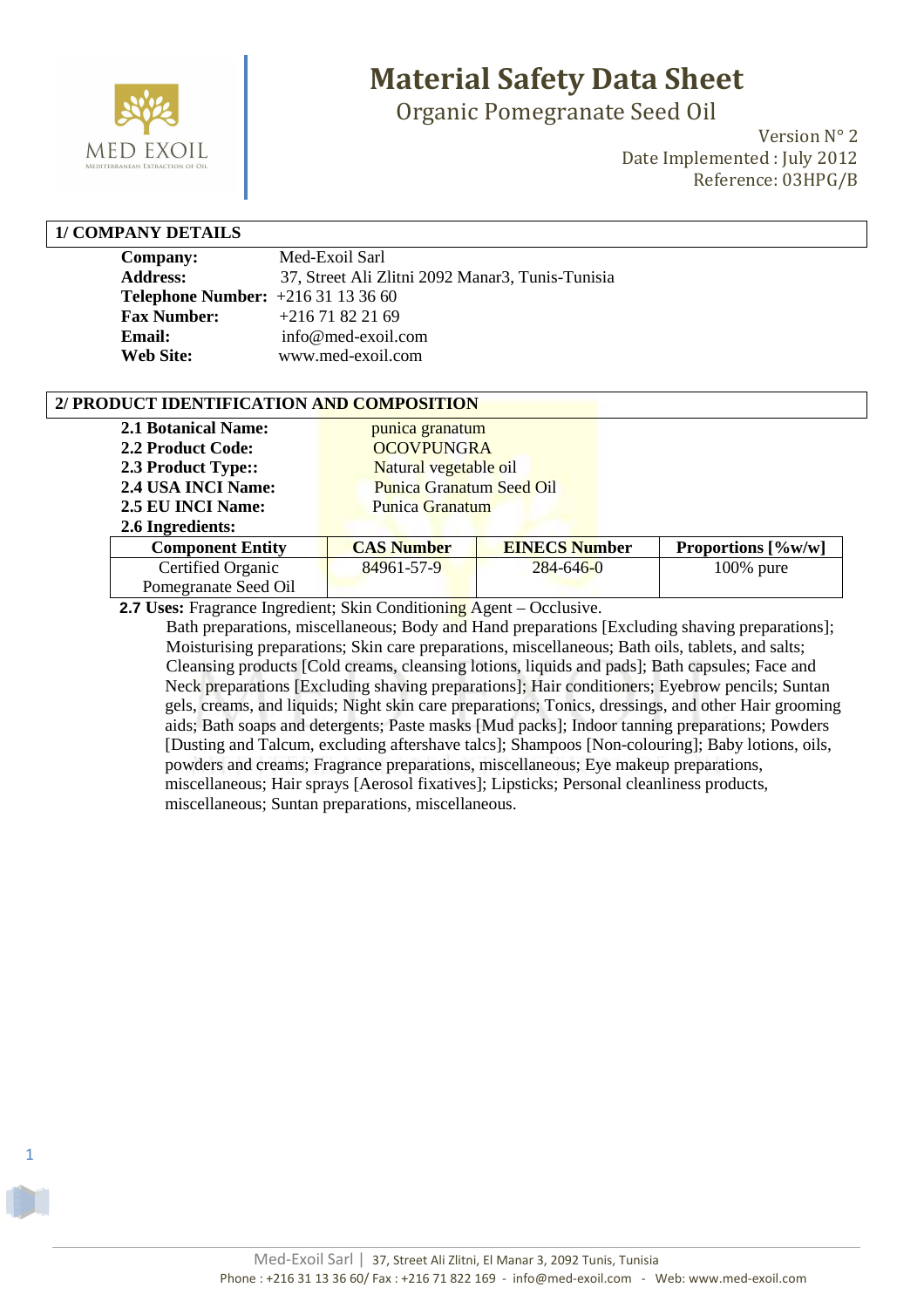# Material Safety Data Sheet

## Organic Pomegranate Seed Oil

Version N° 2
Date Implemented : July 2012
Reference: 03HPG/B

## 1/ COMPANY DETAILS

**Company:** Med-Exoil Sarl
**Address:** 37, Street Ali Zlitni 2092 Manar3, Tunis-Tunisia
**Telephone Number:** +216 31 13 36 60
**Fax Number:** +216 71 82 21 69
**Email:** info@med-exoil.com
**Web Site:** www.med-exoil.com

## 2/ PRODUCT IDENTIFICATION AND COMPOSITION

**2.1 Botanical Name:** punica granatum
**2.2 Product Code:** OCOVPUNGRA
**2.3 Product Type::** Natural vegetable oil
**2.4 USA INCI Name:** Punica Granatum Seed Oil
**2.5 EU INCI Name:** Punica Granatum
**2.6 Ingredients:**

| Component Entity | CAS Number | EINECS Number | Proportions [%w/w] |
|---|---|---|---|
| Certified Organic Pomegranate Seed Oil | 84961-57-9 | 284-646-0 | 100% pure |

**2.7 Uses:** Fragrance Ingredient; Skin Conditioning Agent – Occlusive.

Bath preparations, miscellaneous; Body and Hand preparations [Excluding shaving preparations]; Moisturising preparations; Skin care preparations, miscellaneous; Bath oils, tablets, and salts; Cleansing products [Cold creams, cleansing lotions, liquids and pads]; Bath capsules; Face and Neck preparations [Excluding shaving preparations]; Hair conditioners; Eyebrow pencils; Suntan gels, creams, and liquids; Night skin care preparations; Tonics, dressings, and other Hair grooming aids; Bath soaps and detergents; Paste masks [Mud packs]; Indoor tanning preparations; Powders [Dusting and Talcum, excluding aftershave talcs]; Shampoos [Non-colouring]; Baby lotions, oils, powders and creams; Fragrance preparations, miscellaneous; Eye makeup preparations, miscellaneous; Hair sprays [Aerosol fixatives]; Lipsticks; Personal cleanliness products, miscellaneous; Suntan preparations, miscellaneous.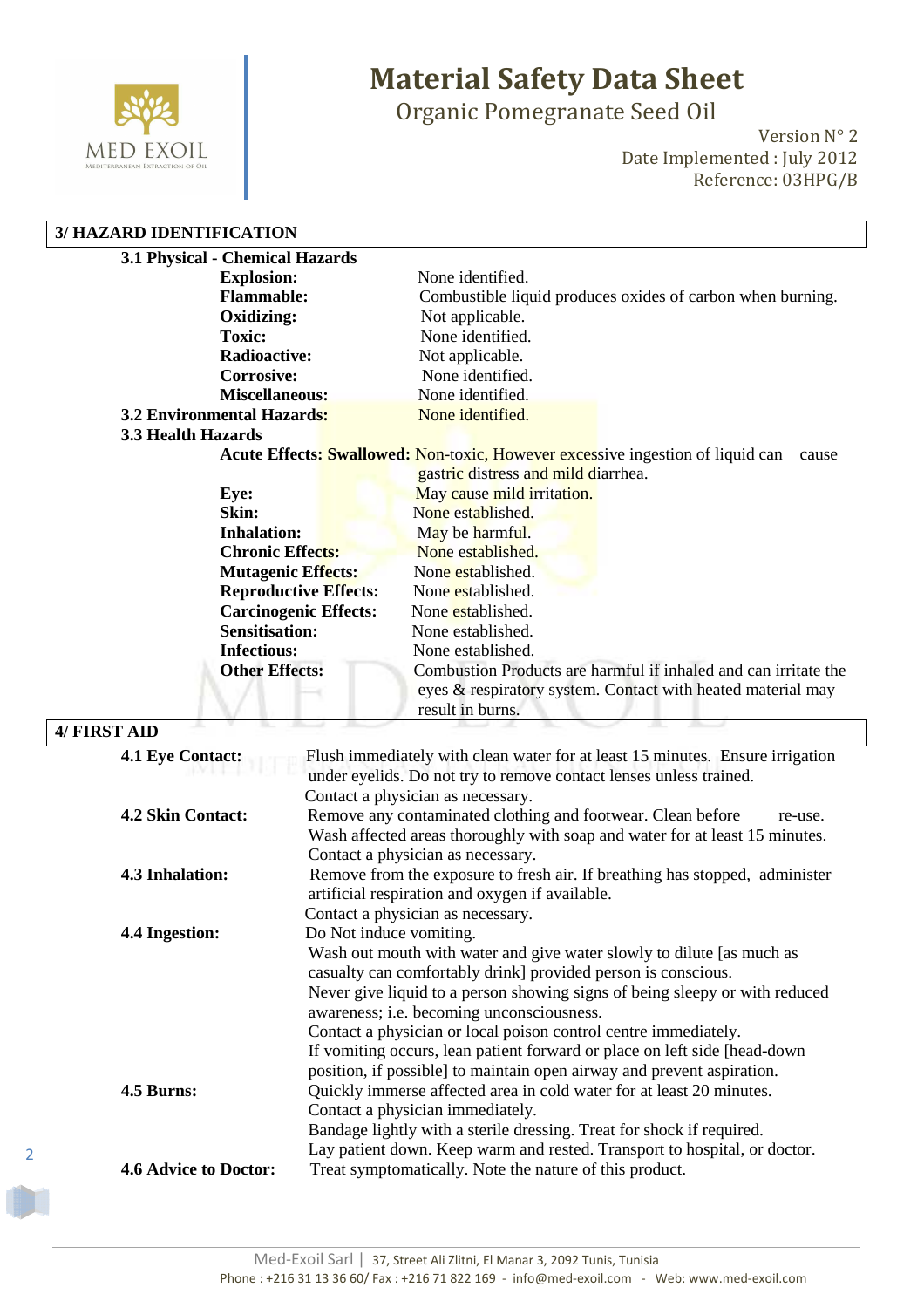## 3/ HAZARD IDENTIFICATION

### 3.1 Physical - Chemical Hazards

| | |
|---|---|
| **Explosion:** | None identified. |
| **Flammable:** | Combustible liquid produces oxides of carbon when burning. |
| **Oxidizing:** | Not applicable. |
| **Toxic:** | None identified. |
| **Radioactive:** | Not applicable. |
| **Corrosive:** | None identified. |
| **Miscellaneous:** | None identified. |

### 3.2 Environmental Hazards: None identified.

### 3.3 Health Hazards

| | |
|---|---|
| **Acute Effects: Swallowed:** | Non-toxic, However excessive ingestion of liquid can cause gastric distress and mild diarrhea. |
| **Eye:** | May cause mild irritation. |
| **Skin:** | None established. |
| **Inhalation:** | May be harmful. |
| **Chronic Effects:** | None established. |
| **Mutagenic Effects:** | None established. |
| **Reproductive Effects:** | None established. |
| **Carcinogenic Effects:** | None established. |
| **Sensitisation:** | None established. |
| **Infectious:** | None established. |
| **Other Effects:** | Combustion Products are harmful if inhaled and can irritate the eyes & respiratory system. Contact with heated material may result in burns. |

## 4/ FIRST AID

**4.1 Eye Contact:** Flush immediately with clean water for at least 15 minutes. Ensure irrigation under eyelids. Do not try to remove contact lenses unless trained.
Contact a physician as necessary.

**4.2 Skin Contact:** Remove any contaminated clothing and footwear. Clean before re-use.
Wash affected areas thoroughly with soap and water for at least 15 minutes.
Contact a physician as necessary.

**4.3 Inhalation:** Remove from the exposure to fresh air. If breathing has stopped, administer artificial respiration and oxygen if available.
Contact a physician as necessary.

**4.4 Ingestion:** Do Not induce vomiting.
Wash out mouth with water and give water slowly to dilute [as much as casualty can comfortably drink] provided person is conscious.
Never give liquid to a person showing signs of being sleepy or with reduced awareness; i.e. becoming unconsciousness.
Contact a physician or local poison control centre immediately.
If vomiting occurs, lean patient forward or place on left side [head-down position, if possible] to maintain open airway and prevent aspiration.

**4.5 Burns:** Quickly immerse affected area in cold water for at least 20 minutes.
Contact a physician immediately.
Bandage lightly with a sterile dressing. Treat for shock if required.
Lay patient down. Keep warm and rested. Transport to hospital, or doctor.

**4.6 Advice to Doctor:** Treat symptomatically. Note the nature of this product.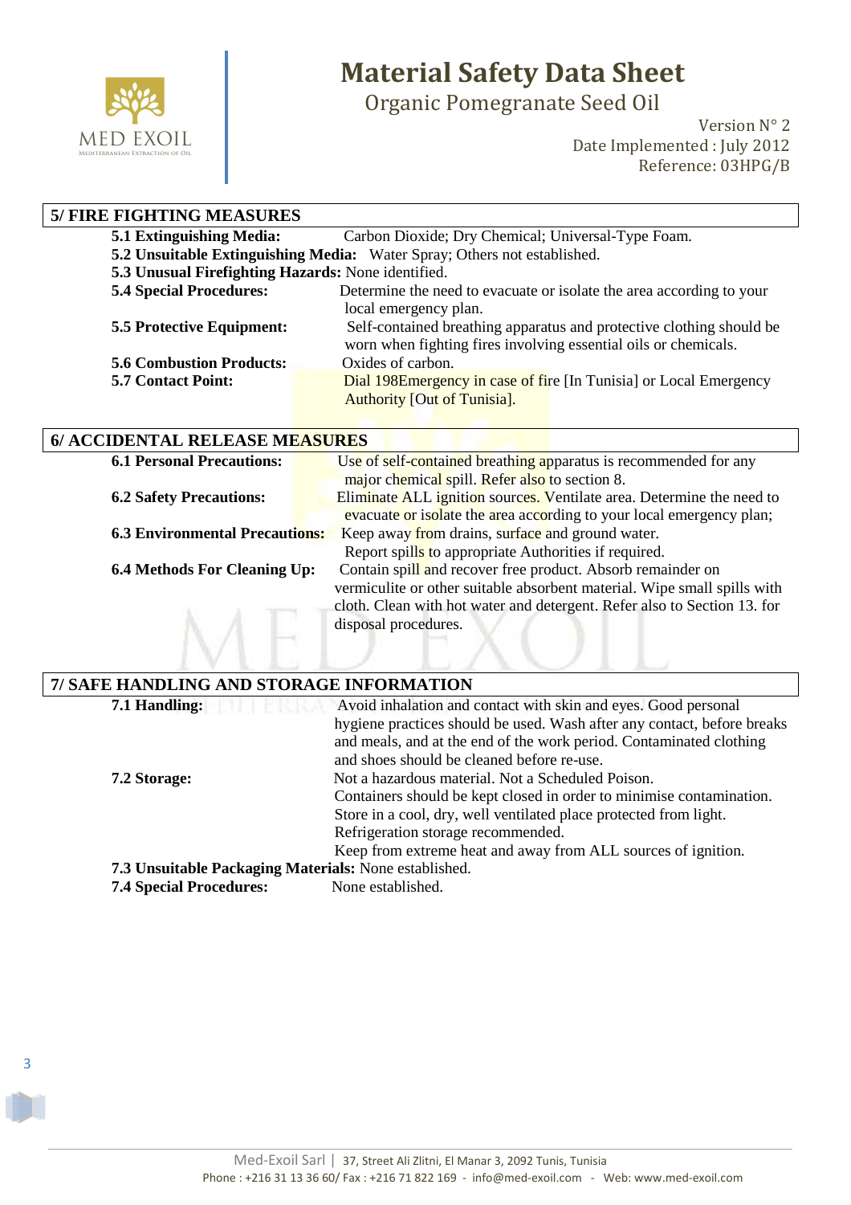## 5/ FIRE FIGHTING MEASURES

**5.1 Extinguishing Media:** Carbon Dioxide; Dry Chemical; Universal-Type Foam.

**5.2 Unsuitable Extinguishing Media:** Water Spray; Others not established.

**5.3 Unusual Firefighting Hazards:** None identified.

**5.4 Special Procedures:** Determine the need to evacuate or isolate the area according to your local emergency plan.

**5.5 Protective Equipment:** Self-contained breathing apparatus and protective clothing should be worn when fighting fires involving essential oils or chemicals.

**5.6 Combustion Products:** Oxides of carbon.

**5.7 Contact Point:** Dial 198Emergency in case of fire [In Tunisia] or Local Emergency Authority [Out of Tunisia].

## 6/ ACCIDENTAL RELEASE MEASURES

**6.1 Personal Precautions:** Use of self-contained breathing apparatus is recommended for any major chemical spill. Refer also to section 8.

**6.2 Safety Precautions:** Eliminate ALL ignition sources. Ventilate area. Determine the need to evacuate or isolate the area according to your local emergency plan;

**6.3 Environmental Precautions:** Keep away from drains, surface and ground water. Report spills to appropriate Authorities if required.

**6.4 Methods For Cleaning Up:** Contain spill and recover free product. Absorb remainder on vermiculite or other suitable absorbent material. Wipe small spills with cloth. Clean with hot water and detergent. Refer also to Section 13. for disposal procedures.

## 7/ SAFE HANDLING AND STORAGE INFORMATION

**7.1 Handling:** Avoid inhalation and contact with skin and eyes. Good personal hygiene practices should be used. Wash after any contact, before breaks and meals, and at the end of the work period. Contaminated clothing and shoes should be cleaned before re-use.

**7.2 Storage:** Not a hazardous material. Not a Scheduled Poison. Containers should be kept closed in order to minimise contamination. Store in a cool, dry, well ventilated place protected from light. Refrigeration storage recommended. Keep from extreme heat and away from ALL sources of ignition.

**7.3 Unsuitable Packaging Materials:** None established.

**7.4 Special Procedures:** None established.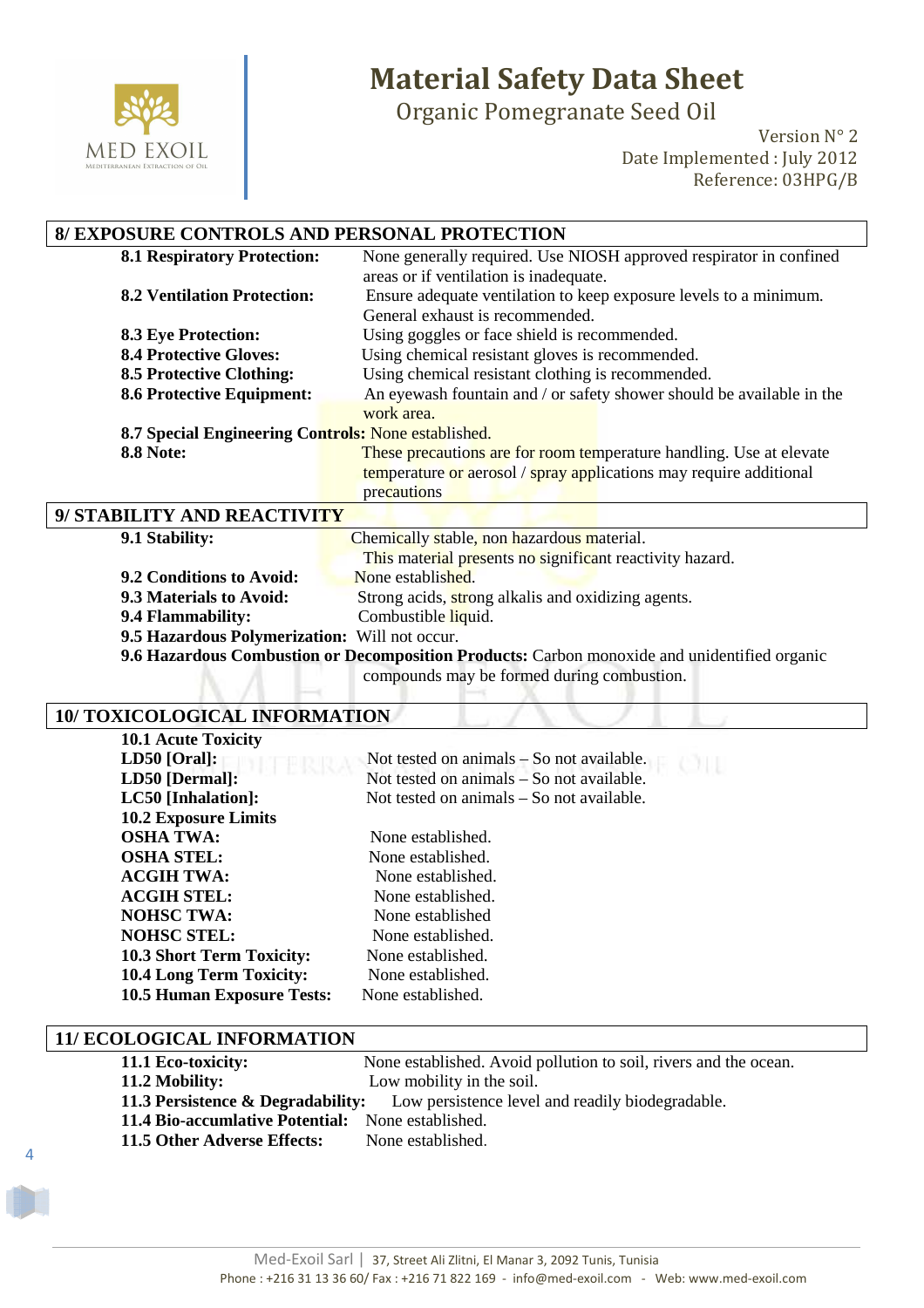## 8/ EXPOSURE CONTROLS AND PERSONAL PROTECTION

**8.1 Respiratory Protection:** None generally required. Use NIOSH approved respirator in confined areas or if ventilation is inadequate.

**8.2 Ventilation Protection:** Ensure adequate ventilation to keep exposure levels to a minimum. General exhaust is recommended.

**8.3 Eye Protection:** Using goggles or face shield is recommended.

**8.4 Protective Gloves:** Using chemical resistant gloves is recommended.

**8.5 Protective Clothing:** Using chemical resistant clothing is recommended.

**8.6 Protective Equipment:** An eyewash fountain and / or safety shower should be available in the work area.

**8.7 Special Engineering Controls:** None established.

**8.8 Note:** These precautions are for room temperature handling. Use at elevate temperature or aerosol / spray applications may require additional precautions

## 9/ STABILITY AND REACTIVITY

**9.1 Stability:** Chemically stable, non hazardous material. This material presents no significant reactivity hazard.

**9.2 Conditions to Avoid:** None established.

**9.3 Materials to Avoid:** Strong acids, strong alkalis and oxidizing agents.

**9.4 Flammability:** Combustible liquid.

**9.5 Hazardous Polymerization:** Will not occur.

**9.6 Hazardous Combustion or Decomposition Products:** Carbon monoxide and unidentified organic compounds may be formed during combustion.

## 10/ TOXICOLOGICAL INFORMATION

**10.1 Acute Toxicity**

**LD50 [Oral]:** Not tested on animals – So not available.

**LD50 [Dermal]:** Not tested on animals – So not available.

**LC50 [Inhalation]:** Not tested on animals – So not available.

**10.2 Exposure Limits**

**OSHA TWA:** None established.

**OSHA STEL:** None established.

**ACGIH TWA:** None established.

**ACGIH STEL:** None established.

**NOHSC TWA:** None established

**NOHSC STEL:** None established.

**10.3 Short Term Toxicity:** None established.

**10.4 Long Term Toxicity:** None established.

**10.5 Human Exposure Tests:** None established.

## 11/ ECOLOGICAL INFORMATION

**11.1 Eco-toxicity:** None established. Avoid pollution to soil, rivers and the ocean.

**11.2 Mobility:** Low mobility in the soil.

**11.3 Persistence & Degradability:** Low persistence level and readily biodegradable.

**11.4 Bio-accumlative Potential:** None established.

**11.5 Other Adverse Effects:** None established.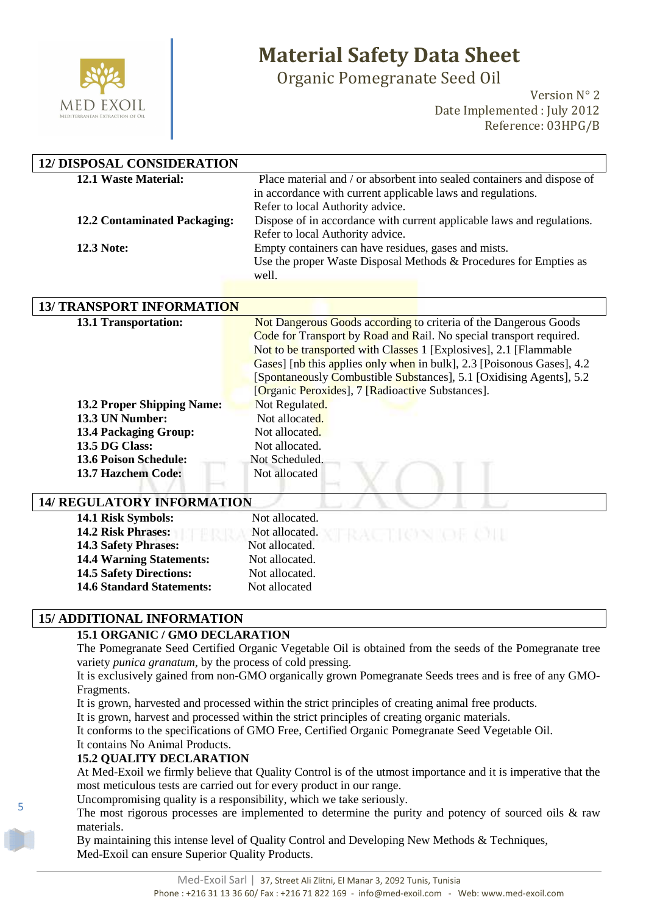## 12/ DISPOSAL CONSIDERATION

| | |
|---|---|
| **12.1 Waste Material:** | Place material and / or absorbent into sealed containers and dispose of in accordance with current applicable laws and regulations. Refer to local Authority advice. |
| **12.2 Contaminated Packaging:** | Dispose of in accordance with current applicable laws and regulations. Refer to local Authority advice. |
| **12.3 Note:** | Empty containers can have residues, gases and mists. Use the proper Waste Disposal Methods & Procedures for Empties as well. |

## 13/ TRANSPORT INFORMATION

| | |
|---|---|
| **13.1 Transportation:** | Not Dangerous Goods according to criteria of the Dangerous Goods Code for Transport by Road and Rail. No special transport required. Not to be transported with Classes 1 [Explosives], 2.1 [Flammable Gases] [nb this applies only when in bulk], 2.3 [Poisonous Gases], 4.2 [Spontaneously Combustible Substances], 5.1 [Oxidising Agents], 5.2 [Organic Peroxides], 7 [Radioactive Substances]. |
| **13.2 Proper Shipping Name:** | Not Regulated. |
| **13.3 UN Number:** | Not allocated. |
| **13.4 Packaging Group:** | Not allocated. |
| **13.5 DG Class:** | Not allocated. |
| **13.6 Poison Schedule:** | Not Scheduled. |
| **13.7 Hazchem Code:** | Not allocated |

## 14/ REGULATORY INFORMATION

| | |
|---|---|
| **14.1 Risk Symbols:** | Not allocated. |
| **14.2 Risk Phrases:** | Not allocated. |
| **14.3 Safety Phrases:** | Not allocated. |
| **14.4 Warning Statements:** | Not allocated. |
| **14.5 Safety Directions:** | Not allocated. |
| **14.6 Standard Statements:** | Not allocated |

## 15/ ADDITIONAL INFORMATION

### 15.1 ORGANIC / GMO DECLARATION

The Pomegranate Seed Certified Organic Vegetable Oil is obtained from the seeds of the Pomegranate tree variety *punica granatum*, by the process of cold pressing.

It is exclusively gained from non-GMO organically grown Pomegranate Seeds trees and is free of any GMO-Fragments.

It is grown, harvested and processed within the strict principles of creating animal free products.

It is grown, harvest and processed within the strict principles of creating organic materials.

It conforms to the specifications of GMO Free, Certified Organic Pomegranate Seed Vegetable Oil.

It contains No Animal Products.

### 15.2 QUALITY DECLARATION

At Med-Exoil we firmly believe that Quality Control is of the utmost importance and it is imperative that the most meticulous tests are carried out for every product in our range.

Uncompromising quality is a responsibility, which we take seriously.

The most rigorous processes are implemented to determine the purity and potency of sourced oils & raw materials.

By maintaining this intense level of Quality Control and Developing New Methods & Techniques, Med-Exoil can ensure Superior Quality Products.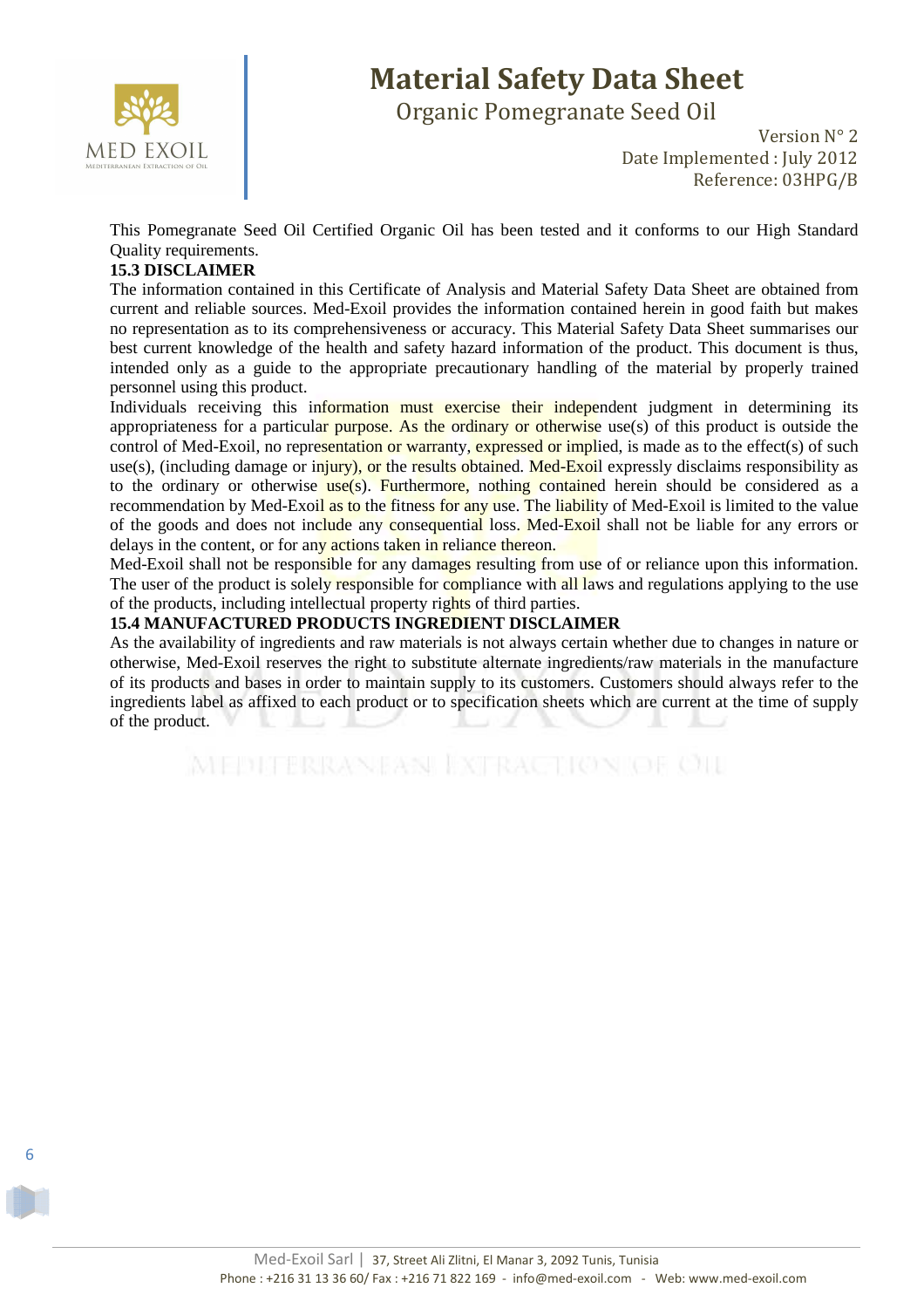This Pomegranate Seed Oil Certified Organic Oil has been tested and it conforms to our High Standard Quality requirements.

**15.3 DISCLAIMER**

The information contained in this Certificate of Analysis and Material Safety Data Sheet are obtained from current and reliable sources. Med-Exoil provides the information contained herein in good faith but makes no representation as to its comprehensiveness or accuracy. This Material Safety Data Sheet summarises our best current knowledge of the health and safety hazard information of the product. This document is thus, intended only as a guide to the appropriate precautionary handling of the material by properly trained personnel using this product.

Individuals receiving this information must exercise their independent judgment in determining its appropriateness for a particular purpose. As the ordinary or otherwise use(s) of this product is outside the control of Med-Exoil, no representation or warranty, expressed or implied, is made as to the effect(s) of such use(s), (including damage or injury), or the results obtained. Med-Exoil expressly disclaims responsibility as to the ordinary or otherwise use(s). Furthermore, nothing contained herein should be considered as a recommendation by Med-Exoil as to the fitness for any use. The liability of Med-Exoil is limited to the value of the goods and does not include any consequential loss. Med-Exoil shall not be liable for any errors or delays in the content, or for any actions taken in reliance thereon.

Med-Exoil shall not be responsible for any damages resulting from use of or reliance upon this information. The user of the product is solely responsible for compliance with all laws and regulations applying to the use of the products, including intellectual property rights of third parties.

**15.4 MANUFACTURED PRODUCTS INGREDIENT DISCLAIMER**

As the availability of ingredients and raw materials is not always certain whether due to changes in nature or otherwise, Med-Exoil reserves the right to substitute alternate ingredients/raw materials in the manufacture of its products and bases in order to maintain supply to its customers. Customers should always refer to the ingredients label as affixed to each product or to specification sheets which are current at the time of supply of the product.